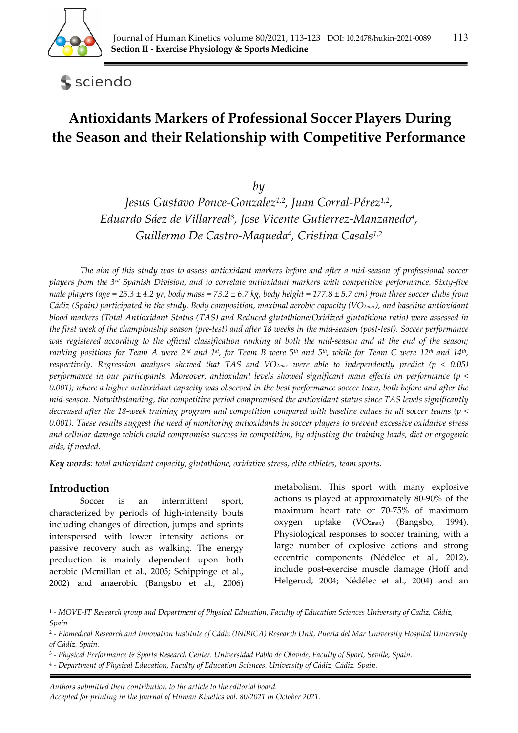# Antioxidants Markers of Professional Soccer Players During the Season and their Relationship with Competitive Performance

*by*

*Jesus Gustavo Ponce-Gonzalez[1,2], Juan Corral-Pérez[1,2], Eduardo Sáez de Villarreal[3], Jose Vicente Gutierrez-Manzanedo[4], Guillermo De Castro-Maqueda[4], Cristina Casals[1,2]*

*The aim of this study was to assess antioxidant markers before and after a mid-season of professional soccer players from the 3rd Spanish Division, and to correlate antioxidant markers with competitive performance. Sixty-five male players (age = 25.3 ± 4.2 yr, body mass = 73.2 ± 6.7 kg, body height = 177.8 ± 5.7 cm) from three soccer clubs from Cádiz (Spain) participated in the study. Body composition, maximal aerobic capacity ($VO_{2max}$), and baseline antioxidant blood markers (Total Antioxidant Status (TAS) and Reduced glutathione/Oxidized glutathione ratio) were assessed in the first week of the championship season (pre-test) and after 18 weeks in the mid-season (post-test). Soccer performance was registered according to the official classification ranking at both the mid-season and at the end of the season; ranking positions for Team A were 2nd and 1st, for Team B were 5th and 5th, while for Team C were 12th and 14th, respectively. Regression analyses showed that TAS and $VO_{2max}$ were able to independently predict ($p < 0.05$) performance in our participants. Moreover, antioxidant levels showed significant main effects on performance ($p < 0.001$); where a higher antioxidant capacity was observed in the best performance soccer team, both before and after the mid-season. Notwithstanding, the competitive period compromised the antioxidant status since TAS levels significantly decreased after the 18-week training program and competition compared with baseline values in all soccer teams ($p < 0.001$). These results suggest the need of monitoring antioxidants in soccer players to prevent excessive oxidative stress and cellular damage which could compromise success in competition, by adjusting the training loads, diet or ergogenic aids, if needed.*

***Key words**: total antioxidant capacity, glutathione, oxidative stress, elite athletes, team sports.*

## Introduction

Soccer is an intermittent sport, characterized by periods of high-intensity bouts including changes of direction, jumps and sprints interspersed with lower intensity actions or passive recovery such as walking. The energy production is mainly dependent upon both aerobic (Mcmillan et al., 2005; Schippinge et al., 2002) and anaerobic (Bangsbo et al., 2006) metabolism. This sport with many explosive actions is played at approximately 80-90% of the maximum heart rate or 70-75% of maximum oxygen uptake ($VO_{2max}$) (Bangsbo, 1994). Physiological responses to soccer training, with a large number of explosive actions and strong eccentric components (Nédélec et al., 2012), include post-exercise muscle damage (Hoff and Helgerud, 2004; Nédélec et al., 2004) and an

[1] - *MOVE-IT Research group and Department of Physical Education, Faculty of Education Sciences University of Cadiz, Cádiz, Spain.*
[2] - *Biomedical Research and Innovation Institute of Cádiz (INiBICA) Research Unit, Puerta del Mar University Hospital University of Cádiz, Spain.*
[3] - *Physical Performance & Sports Research Center. Universidad Pablo de Olavide, Faculty of Sport, Seville, Spain.*
[4] - *Department of Physical Education, Faculty of Education Sciences, University of Cádiz, Cádiz, Spain.*

*Authors submitted their contribution to the article to the editorial board.*
*Accepted for printing in the Journal of Human Kinetics vol. 80/2021 in October 2021.*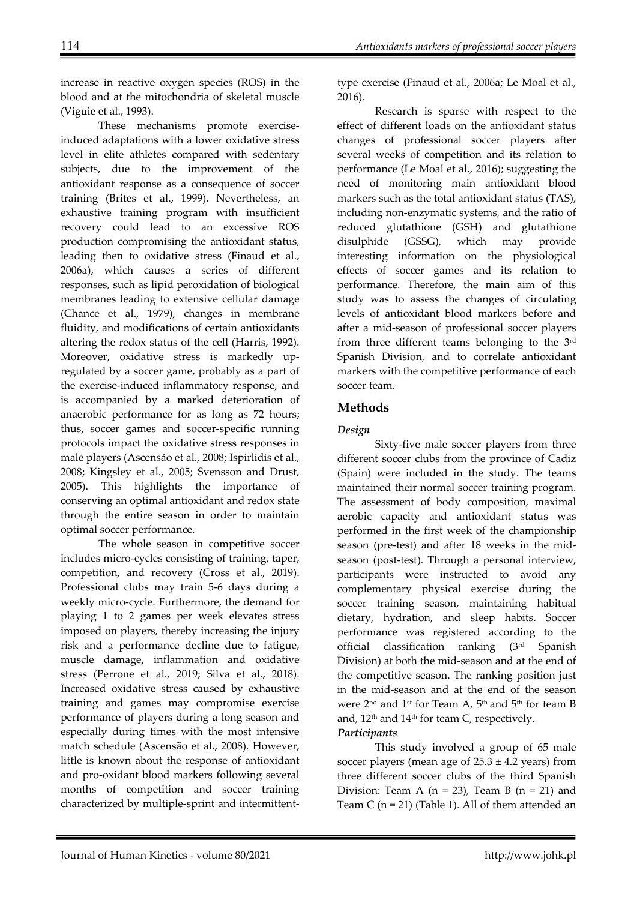increase in reactive oxygen species (ROS) in the blood and at the mitochondria of skeletal muscle (Viguie et al., 1993).

These mechanisms promote exercise-induced adaptations with a lower oxidative stress level in elite athletes compared with sedentary subjects, due to the improvement of the antioxidant response as a consequence of soccer training (Brites et al., 1999). Nevertheless, an exhaustive training program with insufficient recovery could lead to an excessive ROS production compromising the antioxidant status, leading then to oxidative stress (Finaud et al., 2006a), which causes a series of different responses, such as lipid peroxidation of biological membranes leading to extensive cellular damage (Chance et al., 1979), changes in membrane fluidity, and modifications of certain antioxidants altering the redox status of the cell (Harris, 1992). Moreover, oxidative stress is markedly up-regulated by a soccer game, probably as a part of the exercise-induced inflammatory response, and is accompanied by a marked deterioration of anaerobic performance for as long as 72 hours; thus, soccer games and soccer-specific running protocols impact the oxidative stress responses in male players (Ascensão et al., 2008; Ispirlidis et al., 2008; Kingsley et al., 2005; Svensson and Drust, 2005). This highlights the importance of conserving an optimal antioxidant and redox state through the entire season in order to maintain optimal soccer performance.

The whole season in competitive soccer includes micro-cycles consisting of training, taper, competition, and recovery (Cross et al., 2019). Professional clubs may train 5-6 days during a weekly micro-cycle. Furthermore, the demand for playing 1 to 2 games per week elevates stress imposed on players, thereby increasing the injury risk and a performance decline due to fatigue, muscle damage, inflammation and oxidative stress (Perrone et al., 2019; Silva et al., 2018). Increased oxidative stress caused by exhaustive training and games may compromise exercise performance of players during a long season and especially during times with the most intensive match schedule (Ascensão et al., 2008). However, little is known about the response of antioxidant and pro-oxidant blood markers following several months of competition and soccer training characterized by multiple-sprint and intermittent-type exercise (Finaud et al., 2006a; Le Moal et al., 2016).

Research is sparse with respect to the effect of different loads on the antioxidant status changes of professional soccer players after several weeks of competition and its relation to performance (Le Moal et al., 2016); suggesting the need of monitoring main antioxidant blood markers such as the total antioxidant status (TAS), including non-enzymatic systems, and the ratio of reduced glutathione (GSH) and glutathione disulphide (GSSG), which may provide interesting information on the physiological effects of soccer games and its relation to performance. Therefore, the main aim of this study was to assess the changes of circulating levels of antioxidant blood markers before and after a mid-season of professional soccer players from three different teams belonging to the 3rd Spanish Division, and to correlate antioxidant markers with the competitive performance of each soccer team.

## Methods

### *Design*

Sixty-five male soccer players from three different soccer clubs from the province of Cadiz (Spain) were included in the study. The teams maintained their normal soccer training program. The assessment of body composition, maximal aerobic capacity and antioxidant status was performed in the first week of the championship season (pre-test) and after 18 weeks in the mid-season (post-test). Through a personal interview, participants were instructed to avoid any complementary physical exercise during the soccer training season, maintaining habitual dietary, hydration, and sleep habits. Soccer performance was registered according to the official classification ranking (3rd Spanish Division) at both the mid-season and at the end of the competitive season. The ranking position just in the mid-season and at the end of the season were 2nd and 1st for Team A, 5th and 5th for team B and, 12th and 14th for team C, respectively.

### *Participants*

This study involved a group of 65 male soccer players (mean age of 25.3 ± 4.2 years) from three different soccer clubs of the third Spanish Division: Team A (n = 23), Team B (n = 21) and Team C (n = 21) (Table 1). All of them attended an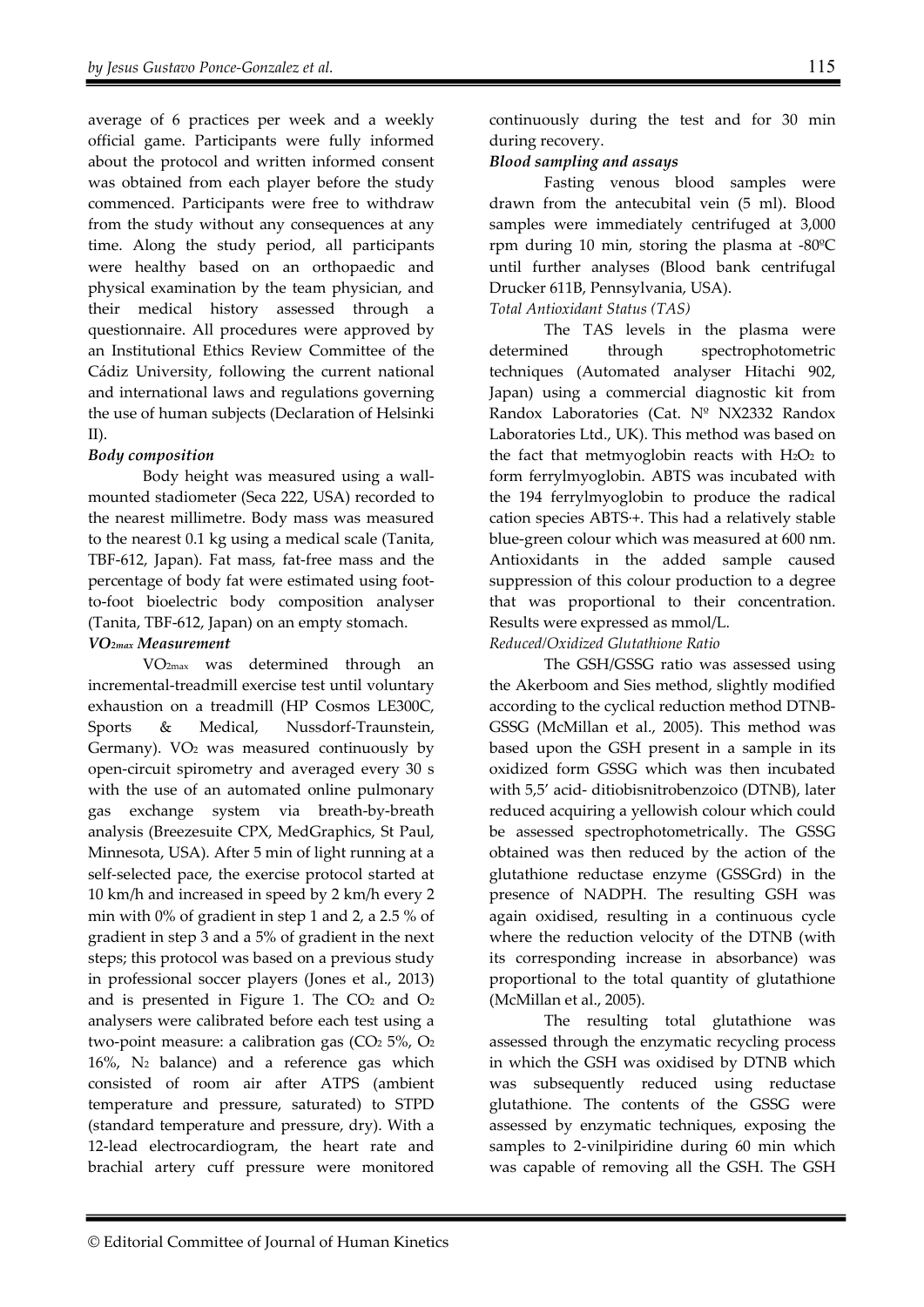average of 6 practices per week and a weekly official game. Participants were fully informed about the protocol and written informed consent was obtained from each player before the study commenced. Participants were free to withdraw from the study without any consequences at any time. Along the study period, all participants were healthy based on an orthopaedic and physical examination by the team physician, and their medical history assessed through a questionnaire. All procedures were approved by an Institutional Ethics Review Committee of the Cádiz University, following the current national and international laws and regulations governing the use of human subjects (Declaration of Helsinki II).

***Body composition***

Body height was measured using a wall-mounted stadiometer (Seca 222, USA) recorded to the nearest millimetre. Body mass was measured to the nearest 0.1 kg using a medical scale (Tanita, TBF-612, Japan). Fat mass, fat-free mass and the percentage of body fat were estimated using foot-to-foot bioelectric body composition analyser (Tanita, TBF-612, Japan) on an empty stomach.

***$VO_{2max}$ Measurement***

$VO_{2max}$ was determined through an incremental-treadmill exercise test until voluntary exhaustion on a treadmill (HP Cosmos LE300C, Sports & Medical, Nussdorf-Traunstein, Germany). $VO_2$ was measured continuously by open-circuit spirometry and averaged every 30 s with the use of an automated online pulmonary gas exchange system via breath-by-breath analysis (Breezesuite CPX, MedGraphics, St Paul, Minnesota, USA). After 5 min of light running at a self-selected pace, the exercise protocol started at 10 km/h and increased in speed by 2 km/h every 2 min with 0% of gradient in step 1 and 2, a 2.5 % of gradient in step 3 and a 5% of gradient in the next steps; this protocol was based on a previous study in professional soccer players (Jones et al., 2013) and is presented in Figure 1. The $CO_2$ and $O_2$ analysers were calibrated before each test using a two-point measure: a calibration gas ($CO_2$ 5%, $O_2$ 16%, $N_2$ balance) and a reference gas which consisted of room air after ATPS (ambient temperature and pressure, saturated) to STPD (standard temperature and pressure, dry). With a 12-lead electrocardiogram, the heart rate and brachial artery cuff pressure were monitored continuously during the test and for 30 min during recovery.

***Blood sampling and assays***

Fasting venous blood samples were drawn from the antecubital vein (5 ml). Blood samples were immediately centrifuged at 3,000 rpm during 10 min, storing the plasma at -80ºC until further analyses (Blood bank centrifugal Drucker 611B, Pennsylvania, USA).

*Total Antioxidant Status (TAS)*

The TAS levels in the plasma were determined through spectrophotometric techniques (Automated analyser Hitachi 902, Japan) using a commercial diagnostic kit from Randox Laboratories (Cat. Nº NX2332 Randox Laboratories Ltd., UK). This method was based on the fact that metmyoglobin reacts with $H_2O_2$ to form ferrylmyoglobin. ABTS was incubated with the 194 ferrylmyoglobin to produce the radical cation species ABTS·+. This had a relatively stable blue-green colour which was measured at 600 nm. Antioxidants in the added sample caused suppression of this colour production to a degree that was proportional to their concentration. Results were expressed as mmol/L.

*Reduced/Oxidized Glutathione Ratio*

The GSH/GSSG ratio was assessed using the Akerboom and Sies method, slightly modified according to the cyclical reduction method DTNB-GSSG (McMillan et al., 2005). This method was based upon the GSH present in a sample in its oxidized form GSSG which was then incubated with 5,5' acid- ditiobisnitrobenzoico (DTNB), later reduced acquiring a yellowish colour which could be assessed spectrophotometrically. The GSSG obtained was then reduced by the action of the glutathione reductase enzyme (GSSGrd) in the presence of NADPH. The resulting GSH was again oxidised, resulting in a continuous cycle where the reduction velocity of the DTNB (with its corresponding increase in absorbance) was proportional to the total quantity of glutathione (McMillan et al., 2005).

The resulting total glutathione was assessed through the enzymatic recycling process in which the GSH was oxidised by DTNB which was subsequently reduced using reductase glutathione. The contents of the GSSG were assessed by enzymatic techniques, exposing the samples to 2-vinilpiridine during 60 min which was capable of removing all the GSH. The GSH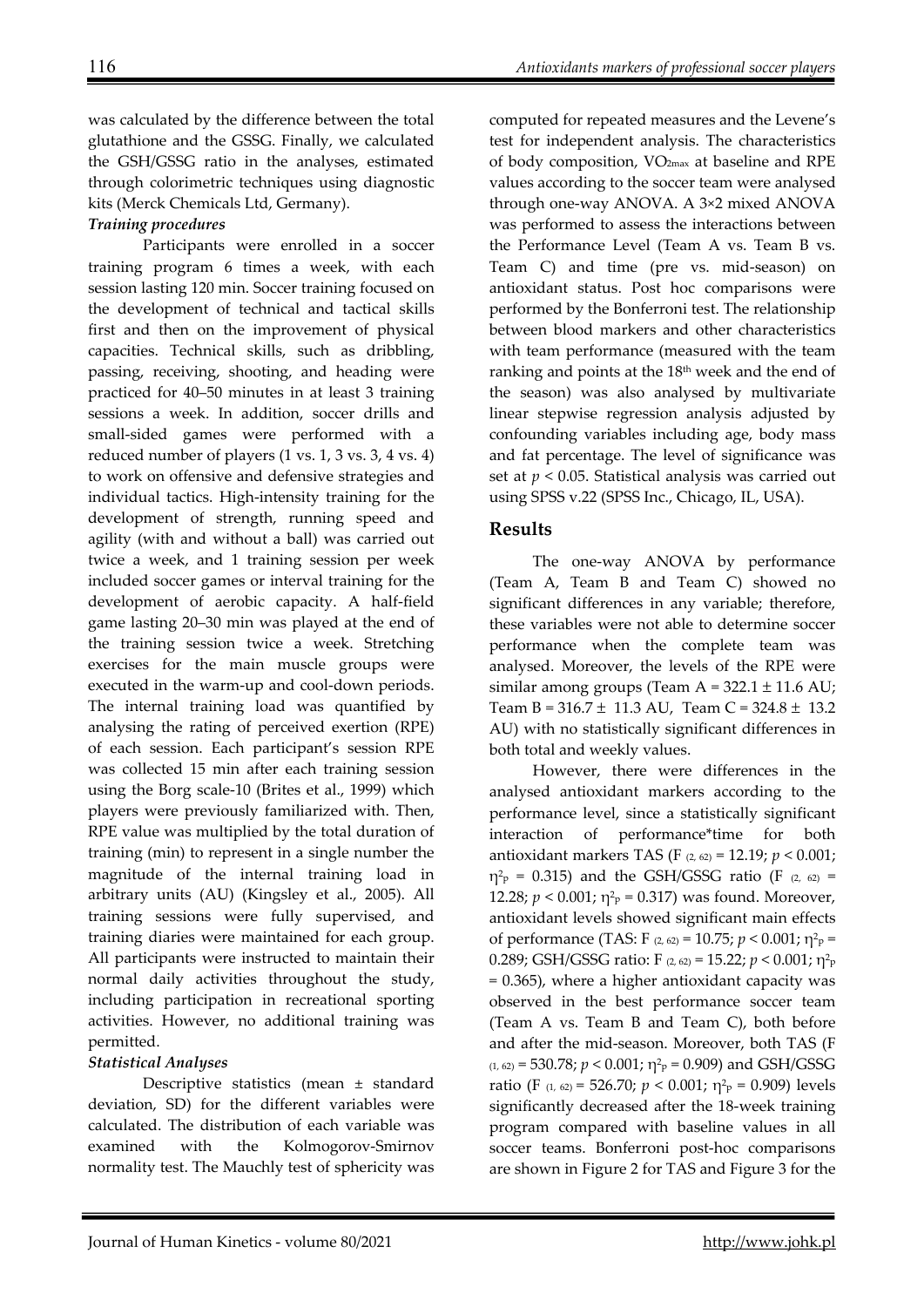was calculated by the difference between the total glutathione and the GSSG. Finally, we calculated the GSH/GSSG ratio in the analyses, estimated through colorimetric techniques using diagnostic kits (Merck Chemicals Ltd, Germany).

***Training procedures***

Participants were enrolled in a soccer training program 6 times a week, with each session lasting 120 min. Soccer training focused on the development of technical and tactical skills first and then on the improvement of physical capacities. Technical skills, such as dribbling, passing, receiving, shooting, and heading were practiced for 40–50 minutes in at least 3 training sessions a week. In addition, soccer drills and small-sided games were performed with a reduced number of players (1 vs. 1, 3 vs. 3, 4 vs. 4) to work on offensive and defensive strategies and individual tactics. High-intensity training for the development of strength, running speed and agility (with and without a ball) was carried out twice a week, and 1 training session per week included soccer games or interval training for the development of aerobic capacity. A half-field game lasting 20–30 min was played at the end of the training session twice a week. Stretching exercises for the main muscle groups were executed in the warm-up and cool-down periods. The internal training load was quantified by analysing the rating of perceived exertion (RPE) of each session. Each participant's session RPE was collected 15 min after each training session using the Borg scale-10 (Brites et al., 1999) which players were previously familiarized with. Then, RPE value was multiplied by the total duration of training (min) to represent in a single number the magnitude of the internal training load in arbitrary units (AU) (Kingsley et al., 2005). All training sessions were fully supervised, and training diaries were maintained for each group. All participants were instructed to maintain their normal daily activities throughout the study, including participation in recreational sporting activities. However, no additional training was permitted.

***Statistical Analyses***

Descriptive statistics (mean ± standard deviation, SD) for the different variables were calculated. The distribution of each variable was examined with the Kolmogorov-Smirnov normality test. The Mauchly test of sphericity was computed for repeated measures and the Levene's test for independent analysis. The characteristics of body composition, $VO_{2max}$ at baseline and RPE values according to the soccer team were analysed through one-way ANOVA. A 3×2 mixed ANOVA was performed to assess the interactions between the Performance Level (Team A vs. Team B vs. Team C) and time (pre vs. mid-season) on antioxidant status. Post hoc comparisons were performed by the Bonferroni test. The relationship between blood markers and other characteristics with team performance (measured with the team ranking and points at the 18th week and the end of the season) was also analysed by multivariate linear stepwise regression analysis adjusted by confounding variables including age, body mass and fat percentage. The level of significance was set at $p < 0.05$. Statistical analysis was carried out using SPSS v.22 (SPSS Inc., Chicago, IL, USA).

## Results

The one-way ANOVA by performance (Team A, Team B and Team C) showed no significant differences in any variable; therefore, these variables were not able to determine soccer performance when the complete team was analysed. Moreover, the levels of the RPE were similar among groups (Team A = 322.1 ± 11.6 AU; Team B = 316.7 ± 11.3 AU, Team C = 324.8 ± 13.2 AU) with no statistically significant differences in both total and weekly values.

However, there were differences in the analysed antioxidant markers according to the performance level, since a statistically significant interaction of performance*time for both antioxidant markers TAS ($F_{(2, 62)} = 12.19$; $p < 0.001$; $\eta^2_p = 0.315$) and the GSH/GSSG ratio ($F_{(2, 62)} = 12.28$; $p < 0.001$; $\eta^2_p = 0.317$) was found. Moreover, antioxidant levels showed significant main effects of performance (TAS: $F_{(2, 62)} = 10.75$; $p < 0.001$; $\eta^2_p = 0.289$; GSH/GSSG ratio: $F_{(2, 62)} = 15.22$; $p < 0.001$; $\eta^2_p = 0.365$), where a higher antioxidant capacity was observed in the best performance soccer team (Team A vs. Team B and Team C), both before and after the mid-season. Moreover, both TAS ($F_{(1, 62)} = 530.78$; $p < 0.001$; $\eta^2_p = 0.909$) and GSH/GSSG ratio ($F_{(1, 62)} = 526.70$; $p < 0.001$; $\eta^2_p = 0.909$) levels significantly decreased after the 18-week training program compared with baseline values in all soccer teams. Bonferroni post-hoc comparisons are shown in Figure 2 for TAS and Figure 3 for the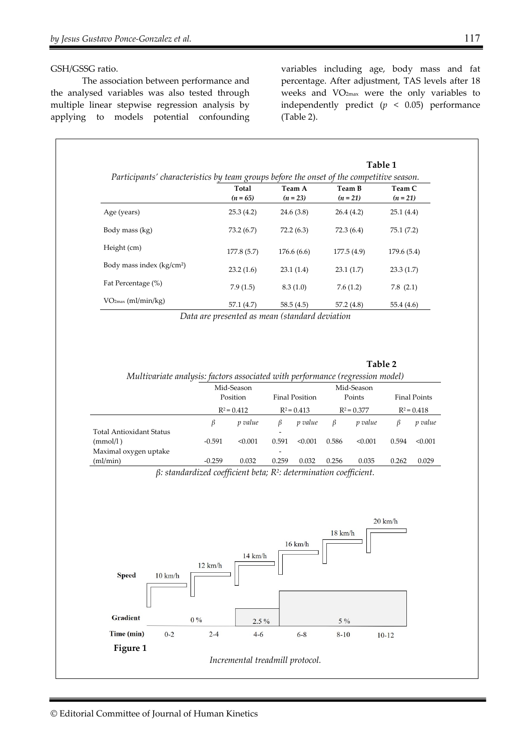GSH/GSSG ratio.

The association between performance and the analysed variables was also tested through multiple linear stepwise regression analysis by applying to models potential confounding variables including age, body mass and fat percentage. After adjustment, TAS levels after 18 weeks and $VO_{2max}$ were the only variables to independently predict ($p < 0.05$) performance (Table 2).

**Table 1**

*Participants' characteristics by team groups before the onset of the competitive season.*

| | Total (n = 65) | Team A (n = 23) | Team B (n = 21) | Team C (n = 21) |
|---|---|---|---|---|
| Age (years) | 25.3 (4.2) | 24.6 (3.8) | 26.4 (4.2) | 25.1 (4.4) |
| Body mass (kg) | 73.2 (6.7) | 72.2 (6.3) | 72.3 (6.4) | 75.1 (7.2) |
| Height (cm) | 177.8 (5.7) | 176.6 (6.6) | 177.5 (4.9) | 179.6 (5.4) |
| Body mass index (kg/cm²) | 23.2 (1.6) | 23.1 (1.4) | 23.1 (1.7) | 23.3 (1.7) |
| Fat Percentage (%) | 7.9 (1.5) | 8.3 (1.0) | 7.6 (1.2) | 7.8 (2.1) |
| $VO_{2max}$ (ml/min/kg) | 57.1 (4.7) | 58.5 (4.5) | 57.2 (4.8) | 55.4 (4.6) |

*Data are presented as mean (standard deviation*

**Table 2**

*Multivariate analysis: factors associated with performance (regression model)*

| | Mid-Season Position | | Final Position | | Mid-Season Points | | Final Points | |
|---|---|---|---|---|---|---|---|---|
| | $R^2 = 0.412$ | | $R^2 = 0.413$ | | $R^2 = 0.377$ | | $R^2 = 0.418$ | |
| | β | p value | β | p value | β | p value | β | p value |
| Total Antioxidant Status (mmol/l ) | -0.591 | <0.001 | -0.591 | <0.001 | 0.586 | <0.001 | 0.594 | <0.001 |
| Maximal oxygen uptake (ml/min) | -0.259 | 0.032 | -0.259 | 0.032 | 0.256 | 0.035 | 0.262 | 0.029 |

*β: standardized coefficient beta; $R^2$: determination coefficient.*

| Speed | 10 km/h | 12 km/h | 14 km/h | 16 km/h | 18 km/h | 20 km/h |
|---|---|---|---|---|---|---|
| Gradient | 0 % | 0 % | 2.5 % | 5 % | 5 % | 5 % |
| Time (min) | 0-2 | 2-4 | 4-6 | 6-8 | 8-10 | 10-12 |

**Figure 1**

*Incremental treadmill protocol.*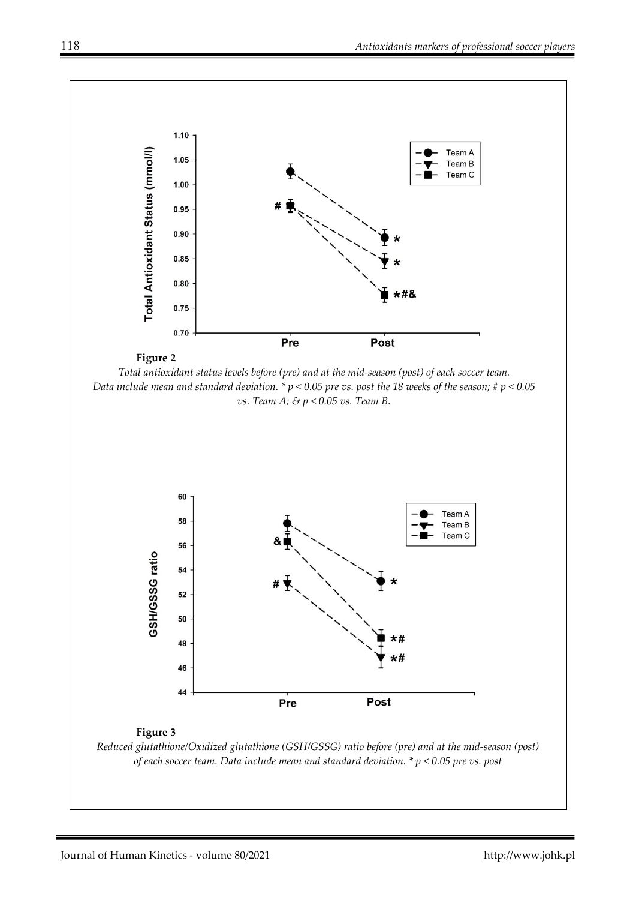**Figure 2**

*Total antioxidant status levels before (pre) and at the mid-season (post) of each soccer team. Data include mean and standard deviation. * $p < 0.05$ pre vs. post the 18 weeks of the season; # $p < 0.05$ vs. Team A; & $p < 0.05$ vs. Team B.*

**Figure 3**

*Reduced glutathione/Oxidized glutathione (GSH/GSSG) ratio before (pre) and at the mid-season (post) of each soccer team. Data include mean and standard deviation. * $p < 0.05$ pre vs. post*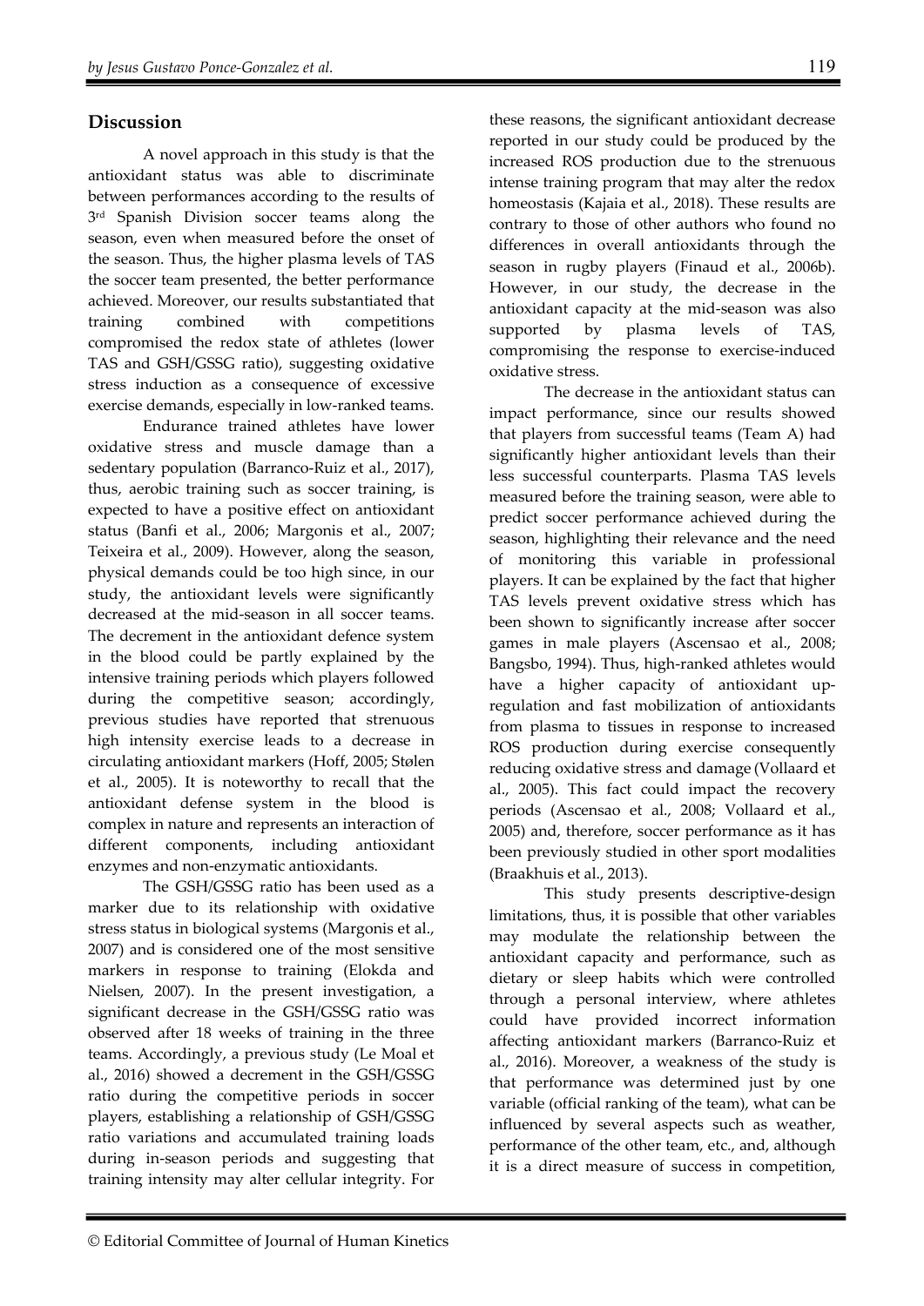## Discussion

A novel approach in this study is that the antioxidant status was able to discriminate between performances according to the results of 3rd Spanish Division soccer teams along the season, even when measured before the onset of the season. Thus, the higher plasma levels of TAS the soccer team presented, the better performance achieved. Moreover, our results substantiated that training combined with competitions compromised the redox state of athletes (lower TAS and GSH/GSSG ratio), suggesting oxidative stress induction as a consequence of excessive exercise demands, especially in low-ranked teams.

Endurance trained athletes have lower oxidative stress and muscle damage than a sedentary population (Barranco-Ruiz et al., 2017), thus, aerobic training such as soccer training, is expected to have a positive effect on antioxidant status (Banfi et al., 2006; Margonis et al., 2007; Teixeira et al., 2009). However, along the season, physical demands could be too high since, in our study, the antioxidant levels were significantly decreased at the mid-season in all soccer teams. The decrement in the antioxidant defence system in the blood could be partly explained by the intensive training periods which players followed during the competitive season; accordingly, previous studies have reported that strenuous high intensity exercise leads to a decrease in circulating antioxidant markers (Hoff, 2005; Stølen et al., 2005). It is noteworthy to recall that the antioxidant defense system in the blood is complex in nature and represents an interaction of different components, including antioxidant enzymes and non-enzymatic antioxidants.

The GSH/GSSG ratio has been used as a marker due to its relationship with oxidative stress status in biological systems (Margonis et al., 2007) and is considered one of the most sensitive markers in response to training (Elokda and Nielsen, 2007). In the present investigation, a significant decrease in the GSH/GSSG ratio was observed after 18 weeks of training in the three teams. Accordingly, a previous study (Le Moal et al., 2016) showed a decrement in the GSH/GSSG ratio during the competitive periods in soccer players, establishing a relationship of GSH/GSSG ratio variations and accumulated training loads during in-season periods and suggesting that training intensity may alter cellular integrity. For these reasons, the significant antioxidant decrease reported in our study could be produced by the increased ROS production due to the strenuous intense training program that may alter the redox homeostasis (Kajaia et al., 2018). These results are contrary to those of other authors who found no differences in overall antioxidants through the season in rugby players (Finaud et al., 2006b). However, in our study, the decrease in the antioxidant capacity at the mid-season was also supported by plasma levels of TAS, compromising the response to exercise-induced oxidative stress.

The decrease in the antioxidant status can impact performance, since our results showed that players from successful teams (Team A) had significantly higher antioxidant levels than their less successful counterparts. Plasma TAS levels measured before the training season, were able to predict soccer performance achieved during the season, highlighting their relevance and the need of monitoring this variable in professional players. It can be explained by the fact that higher TAS levels prevent oxidative stress which has been shown to significantly increase after soccer games in male players (Ascensao et al., 2008; Bangsbo, 1994). Thus, high-ranked athletes would have a higher capacity of antioxidant up-regulation and fast mobilization of antioxidants from plasma to tissues in response to increased ROS production during exercise consequently reducing oxidative stress and damage (Vollaard et al., 2005). This fact could impact the recovery periods (Ascensao et al., 2008; Vollaard et al., 2005) and, therefore, soccer performance as it has been previously studied in other sport modalities (Braakhuis et al., 2013).

This study presents descriptive-design limitations, thus, it is possible that other variables may modulate the relationship between the antioxidant capacity and performance, such as dietary or sleep habits which were controlled through a personal interview, where athletes could have provided incorrect information affecting antioxidant markers (Barranco-Ruiz et al., 2016). Moreover, a weakness of the study is that performance was determined just by one variable (official ranking of the team), what can be influenced by several aspects such as weather, performance of the other team, etc., and, although it is a direct measure of success in competition,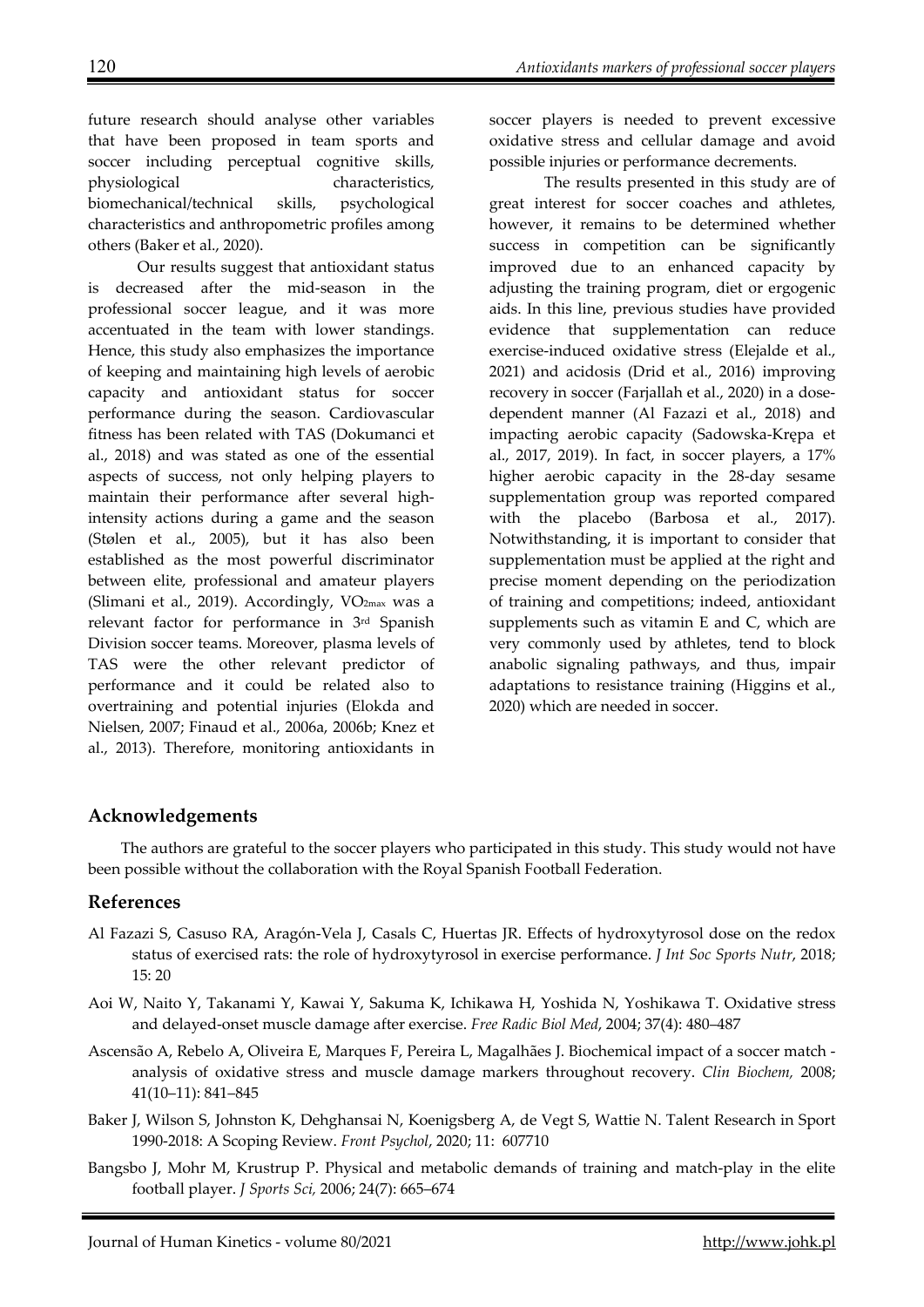future research should analyse other variables that have been proposed in team sports and soccer including perceptual cognitive skills, physiological characteristics, biomechanical/technical skills, psychological characteristics and anthropometric profiles among others (Baker et al., 2020).

Our results suggest that antioxidant status is decreased after the mid-season in the professional soccer league, and it was more accentuated in the team with lower standings. Hence, this study also emphasizes the importance of keeping and maintaining high levels of aerobic capacity and antioxidant status for soccer performance during the season. Cardiovascular fitness has been related with TAS (Dokumanci et al., 2018) and was stated as one of the essential aspects of success, not only helping players to maintain their performance after several high-intensity actions during a game and the season (Stølen et al., 2005), but it has also been established as the most powerful discriminator between elite, professional and amateur players (Slimani et al., 2019). Accordingly, $VO_{2max}$ was a relevant factor for performance in 3rd Spanish Division soccer teams. Moreover, plasma levels of TAS were the other relevant predictor of performance and it could be related also to overtraining and potential injuries (Elokda and Nielsen, 2007; Finaud et al., 2006a, 2006b; Knez et al., 2013). Therefore, monitoring antioxidants in soccer players is needed to prevent excessive oxidative stress and cellular damage and avoid possible injuries or performance decrements.

The results presented in this study are of great interest for soccer coaches and athletes, however, it remains to be determined whether success in competition can be significantly improved due to an enhanced capacity by adjusting the training program, diet or ergogenic aids. In this line, previous studies have provided evidence that supplementation can reduce exercise-induced oxidative stress (Elejalde et al., 2021) and acidosis (Drid et al., 2016) improving recovery in soccer (Farjallah et al., 2020) in a dose-dependent manner (Al Fazazi et al., 2018) and impacting aerobic capacity (Sadowska-Krępa et al., 2017, 2019). In fact, in soccer players, a 17% higher aerobic capacity in the 28-day sesame supplementation group was reported compared with the placebo (Barbosa et al., 2017). Notwithstanding, it is important to consider that supplementation must be applied at the right and precise moment depending on the periodization of training and competitions; indeed, antioxidant supplements such as vitamin E and C, which are very commonly used by athletes, tend to block anabolic signaling pathways, and thus, impair adaptations to resistance training (Higgins et al., 2020) which are needed in soccer.

## Acknowledgements

The authors are grateful to the soccer players who participated in this study. This study would not have been possible without the collaboration with the Royal Spanish Football Federation.

## References

Al Fazazi S, Casuso RA, Aragón-Vela J, Casals C, Huertas JR. Effects of hydroxytyrosol dose on the redox status of exercised rats: the role of hydroxytyrosol in exercise performance. *J Int Soc Sports Nutr*, 2018; 15: 20

Aoi W, Naito Y, Takanami Y, Kawai Y, Sakuma K, Ichikawa H, Yoshida N, Yoshikawa T. Oxidative stress and delayed-onset muscle damage after exercise. *Free Radic Biol Med*, 2004; 37(4): 480–487

Ascensão A, Rebelo A, Oliveira E, Marques F, Pereira L, Magalhães J. Biochemical impact of a soccer match - analysis of oxidative stress and muscle damage markers throughout recovery. *Clin Biochem,* 2008; 41(10–11): 841–845

Baker J, Wilson S, Johnston K, Dehghansai N, Koenigsberg A, de Vegt S, Wattie N. Talent Research in Sport 1990-2018: A Scoping Review. *Front Psychol*, 2020; 11: 607710

Bangsbo J, Mohr M, Krustrup P. Physical and metabolic demands of training and match-play in the elite football player. *J Sports Sci,* 2006; 24(7): 665–674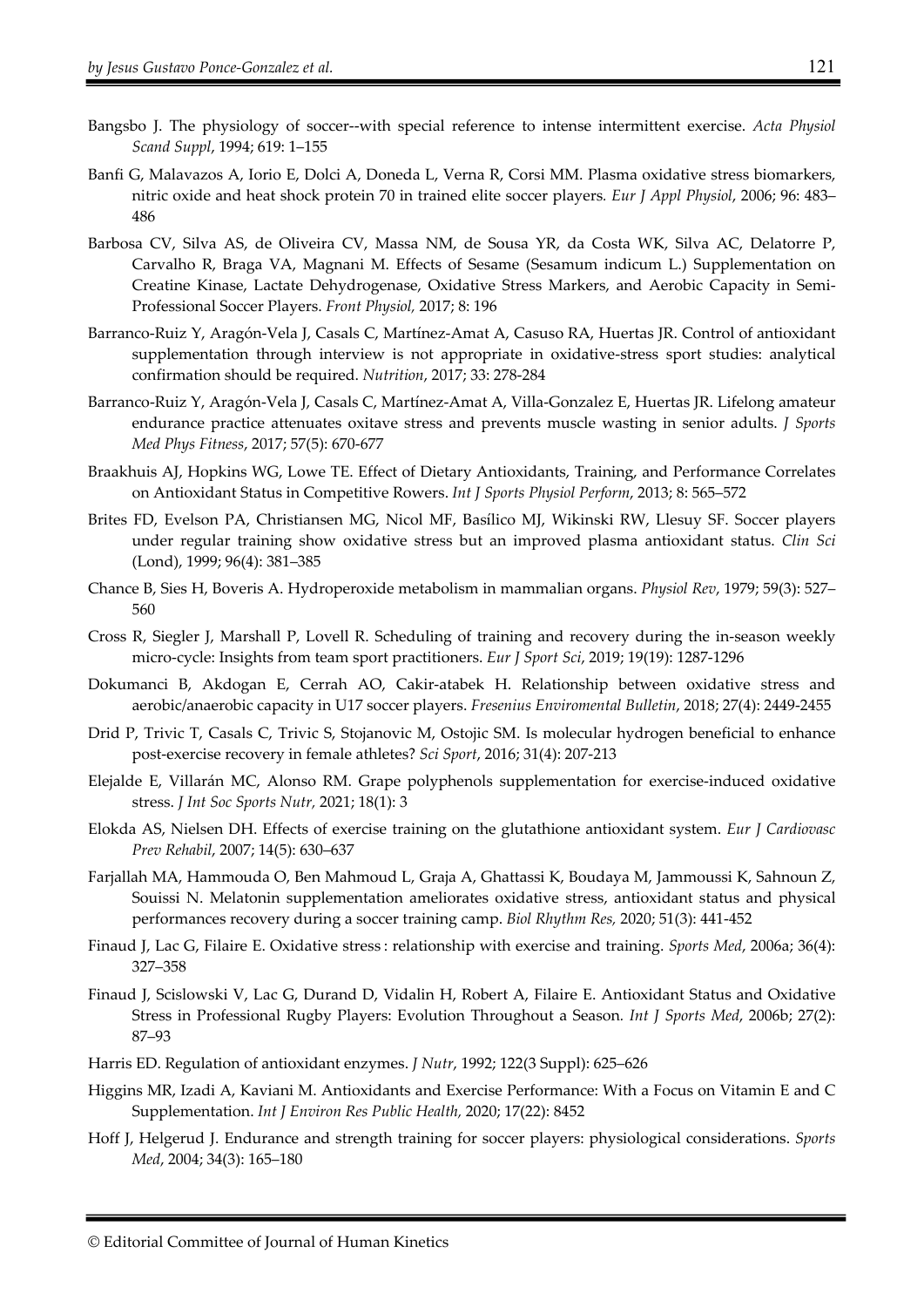Bangsbo J. The physiology of soccer--with special reference to intense intermittent exercise. *Acta Physiol Scand Suppl*, 1994; 619: 1–155

Banfi G, Malavazos A, Iorio E, Dolci A, Doneda L, Verna R, Corsi MM. Plasma oxidative stress biomarkers, nitric oxide and heat shock protein 70 in trained elite soccer players. *Eur J Appl Physiol*, 2006; 96: 483–486

Barbosa CV, Silva AS, de Oliveira CV, Massa NM, de Sousa YR, da Costa WK, Silva AC, Delatorre P, Carvalho R, Braga VA, Magnani M. Effects of Sesame (Sesamum indicum L.) Supplementation on Creatine Kinase, Lactate Dehydrogenase, Oxidative Stress Markers, and Aerobic Capacity in Semi-Professional Soccer Players. *Front Physiol,* 2017; 8: 196

Barranco-Ruiz Y, Aragón-Vela J, Casals C, Martínez-Amat A, Casuso RA, Huertas JR. Control of antioxidant supplementation through interview is not appropriate in oxidative-stress sport studies: analytical confirmation should be required. *Nutrition*, 2017; 33: 278-284

Barranco-Ruiz Y, Aragón-Vela J, Casals C, Martínez-Amat A, Villa-Gonzalez E, Huertas JR. Lifelong amateur endurance practice attenuates oxitave stress and prevents muscle wasting in senior adults. *J Sports Med Phys Fitness*, 2017; 57(5): 670-677

Braakhuis AJ, Hopkins WG, Lowe TE. Effect of Dietary Antioxidants, Training, and Performance Correlates on Antioxidant Status in Competitive Rowers. *Int J Sports Physiol Perform*, 2013; 8: 565–572

Brites FD, Evelson PA, Christiansen MG, Nicol MF, Basílico MJ, Wikinski RW, Llesuy SF. Soccer players under regular training show oxidative stress but an improved plasma antioxidant status. *Clin Sci* (Lond), 1999; 96(4): 381–385

Chance B, Sies H, Boveris A. Hydroperoxide metabolism in mammalian organs. *Physiol Rev*, 1979; 59(3): 527–560

Cross R, Siegler J, Marshall P, Lovell R. Scheduling of training and recovery during the in-season weekly micro-cycle: Insights from team sport practitioners. *Eur J Sport Sci*, 2019; 19(19): 1287-1296

Dokumanci B, Akdogan E, Cerrah AO, Cakir-atabek H. Relationship between oxidative stress and aerobic/anaerobic capacity in U17 soccer players. *Fresenius Enviromental Bulletin*, 2018; 27(4): 2449-2455

Drid P, Trivic T, Casals C, Trivic S, Stojanovic M, Ostojic SM. Is molecular hydrogen beneficial to enhance post-exercise recovery in female athletes? *Sci Sport*, 2016; 31(4): 207-213

Elejalde E, Villarán MC, Alonso RM. Grape polyphenols supplementation for exercise-induced oxidative stress. *J Int Soc Sports Nutr,* 2021; 18(1): 3

Elokda AS, Nielsen DH. Effects of exercise training on the glutathione antioxidant system. *Eur J Cardiovasc Prev Rehabil*, 2007; 14(5): 630–637

Farjallah MA, Hammouda O, Ben Mahmoud L, Graja A, Ghattassi K, Boudaya M, Jammoussi K, Sahnoun Z, Souissi N. Melatonin supplementation ameliorates oxidative stress, antioxidant status and physical performances recovery during a soccer training camp. *Biol Rhythm Res,* 2020; 51(3): 441-452

Finaud J, Lac G, Filaire E. Oxidative stress : relationship with exercise and training. *Sports Med*, 2006a; 36(4): 327–358

Finaud J, Scislowski V, Lac G, Durand D, Vidalin H, Robert A, Filaire E. Antioxidant Status and Oxidative Stress in Professional Rugby Players: Evolution Throughout a Season. *Int J Sports Med*, 2006b; 27(2): 87–93

Harris ED. Regulation of antioxidant enzymes. *J Nutr*, 1992; 122(3 Suppl): 625–626

Higgins MR, Izadi A, Kaviani M. Antioxidants and Exercise Performance: With a Focus on Vitamin E and C Supplementation. *Int J Environ Res Public Health,* 2020; 17(22): 8452

Hoff J, Helgerud J. Endurance and strength training for soccer players: physiological considerations. *Sports Med*, 2004; 34(3): 165–180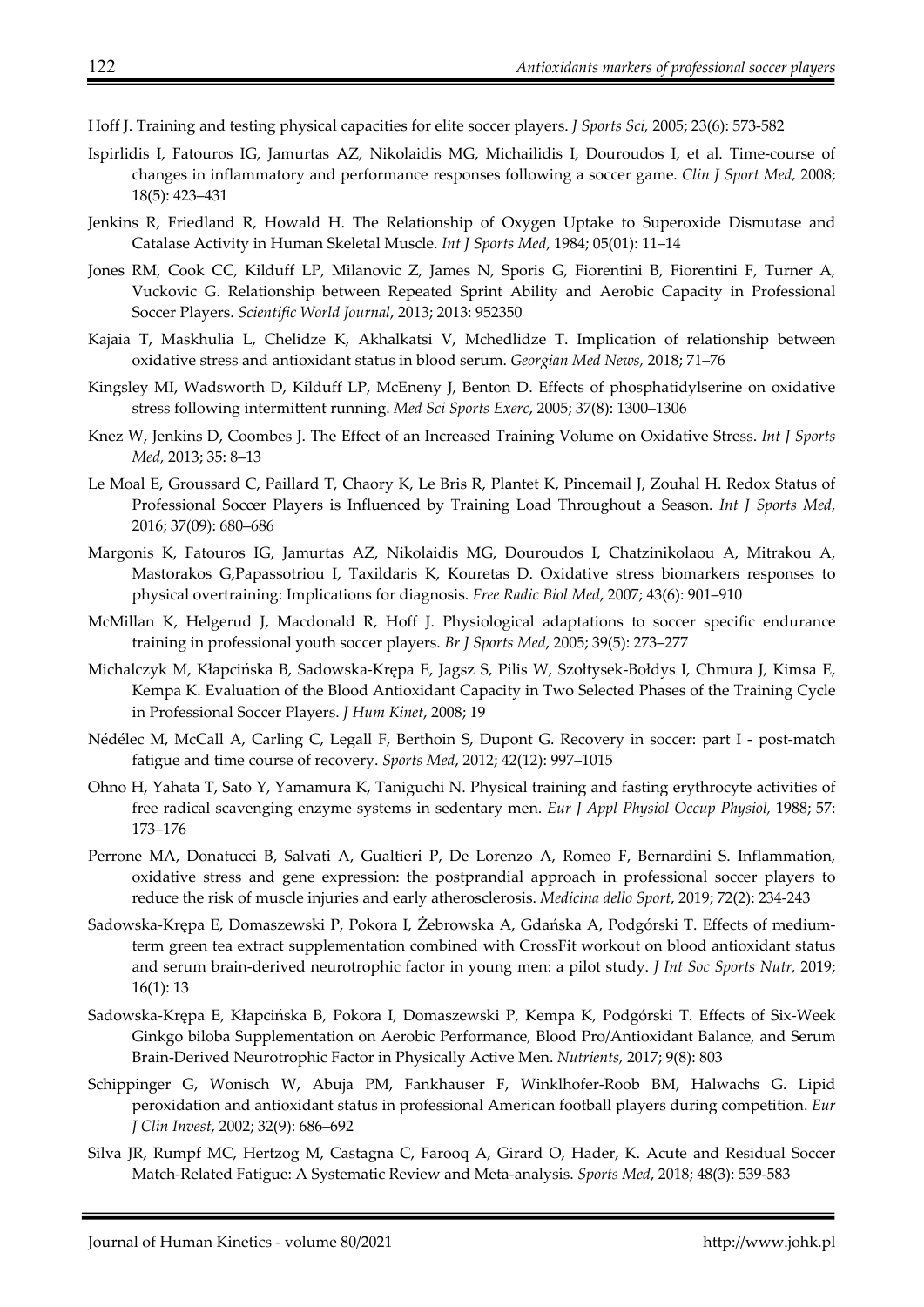Hoff J. Training and testing physical capacities for elite soccer players. *J Sports Sci,* 2005; 23(6): 573-582

Ispirlidis I, Fatouros IG, Jamurtas AZ, Nikolaidis MG, Michailidis I, Douroudos I, et al. Time-course of changes in inflammatory and performance responses following a soccer game. *Clin J Sport Med,* 2008; 18(5): 423–431

Jenkins R, Friedland R, Howald H. The Relationship of Oxygen Uptake to Superoxide Dismutase and Catalase Activity in Human Skeletal Muscle. *Int J Sports Med*, 1984; 05(01): 11–14

Jones RM, Cook CC, Kilduff LP, Milanovic Z, James N, Sporis G, Fiorentini B, Fiorentini F, Turner A, Vuckovic G. Relationship between Repeated Sprint Ability and Aerobic Capacity in Professional Soccer Players. *Scientific World Journal*, 2013; 2013: 952350

Kajaia T, Maskhulia L, Chelidze K, Akhalkatsi V, Mchedlidze T. Implication of relationship between oxidative stress and antioxidant status in blood serum. *Georgian Med News,* 2018; 71–76

Kingsley MI, Wadsworth D, Kilduff LP, McEneny J, Benton D. Effects of phosphatidylserine on oxidative stress following intermittent running. *Med Sci Sports Exerc*, 2005; 37(8): 1300–1306

Knez W, Jenkins D, Coombes J. The Effect of an Increased Training Volume on Oxidative Stress. *Int J Sports Med,* 2013; 35: 8–13

Le Moal E, Groussard C, Paillard T, Chaory K, Le Bris R, Plantet K, Pincemail J, Zouhal H. Redox Status of Professional Soccer Players is Influenced by Training Load Throughout a Season. *Int J Sports Med*, 2016; 37(09): 680–686

Margonis K, Fatouros IG, Jamurtas AZ, Nikolaidis MG, Douroudos I, Chatzinikolaou A, Mitrakou A, Mastorakos G,Papassotriou I, Taxildaris K, Kouretas D. Oxidative stress biomarkers responses to physical overtraining: Implications for diagnosis. *Free Radic Biol Med*, 2007; 43(6): 901–910

McMillan K, Helgerud J, Macdonald R, Hoff J. Physiological adaptations to soccer specific endurance training in professional youth soccer players. *Br J Sports Med*, 2005; 39(5): 273–277

Michalczyk M, Kłapcińska B, Sadowska-Krępa E, Jagsz S, Pilis W, Szołtysek-Bołdys I, Chmura J, Kimsa E, Kempa K. Evaluation of the Blood Antioxidant Capacity in Two Selected Phases of the Training Cycle in Professional Soccer Players. *J Hum Kinet*, 2008; 19

Nédélec M, McCall A, Carling C, Legall F, Berthoin S, Dupont G. Recovery in soccer: part I - post-match fatigue and time course of recovery. *Sports Med*, 2012; 42(12): 997–1015

Ohno H, Yahata T, Sato Y, Yamamura K, Taniguchi N. Physical training and fasting erythrocyte activities of free radical scavenging enzyme systems in sedentary men. *Eur J Appl Physiol Occup Physiol,* 1988; 57: 173–176

Perrone MA, Donatucci B, Salvati A, Gualtieri P, De Lorenzo A, Romeo F, Bernardini S. Inflammation, oxidative stress and gene expression: the postprandial approach in professional soccer players to reduce the risk of muscle injuries and early atherosclerosis. *Medicina dello Sport*, 2019; 72(2): 234-243

Sadowska-Krępa E, Domaszewski P, Pokora I, Żebrowska A, Gdańska A, Podgórski T. Effects of medium-term green tea extract supplementation combined with CrossFit workout on blood antioxidant status and serum brain-derived neurotrophic factor in young men: a pilot study. *J Int Soc Sports Nutr,* 2019; 16(1): 13

Sadowska-Krępa E, Kłapcińska B, Pokora I, Domaszewski P, Kempa K, Podgórski T. Effects of Six-Week Ginkgo biloba Supplementation on Aerobic Performance, Blood Pro/Antioxidant Balance, and Serum Brain-Derived Neurotrophic Factor in Physically Active Men. *Nutrients,* 2017; 9(8): 803

Schippinger G, Wonisch W, Abuja PM, Fankhauser F, Winklhofer-Roob BM, Halwachs G. Lipid peroxidation and antioxidant status in professional American football players during competition. *Eur J Clin Invest*, 2002; 32(9): 686–692

Silva JR, Rumpf MC, Hertzog M, Castagna C, Farooq A, Girard O, Hader, K. Acute and Residual Soccer Match-Related Fatigue: A Systematic Review and Meta-analysis. *Sports Med*, 2018; 48(3): 539-583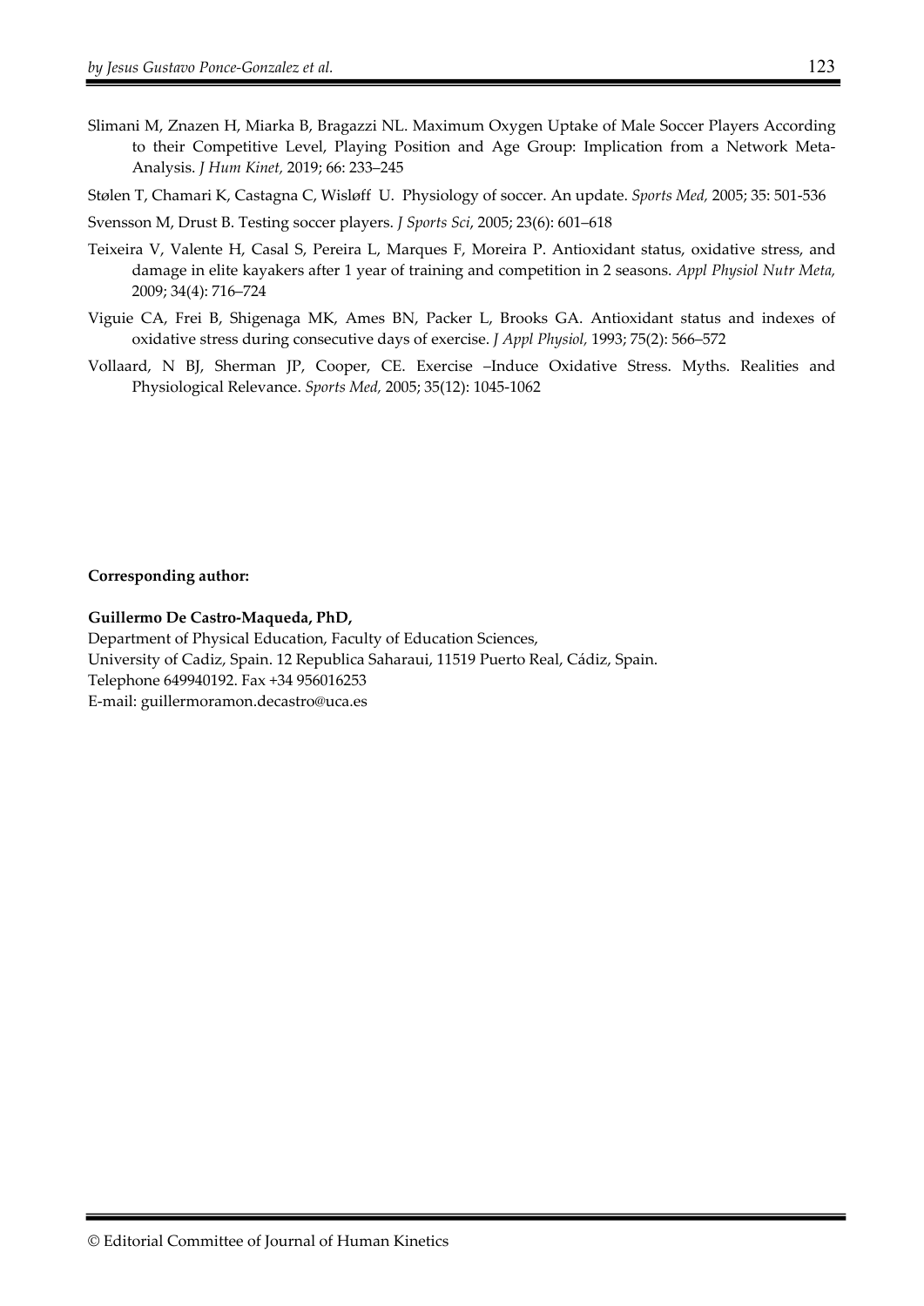Slimani M, Znazen H, Miarka B, Bragazzi NL. Maximum Oxygen Uptake of Male Soccer Players According to their Competitive Level, Playing Position and Age Group: Implication from a Network Meta-Analysis. *J Hum Kinet*, 2019; 66: 233–245

Stølen T, Chamari K, Castagna C, Wisløff U. Physiology of soccer. An update. *Sports Med*, 2005; 35: 501-536

Svensson M, Drust B. Testing soccer players. *J Sports Sci*, 2005; 23(6): 601–618

Teixeira V, Valente H, Casal S, Pereira L, Marques F, Moreira P. Antioxidant status, oxidative stress, and damage in elite kayakers after 1 year of training and competition in 2 seasons. *Appl Physiol Nutr Meta*, 2009; 34(4): 716–724

Viguie CA, Frei B, Shigenaga MK, Ames BN, Packer L, Brooks GA. Antioxidant status and indexes of oxidative stress during consecutive days of exercise. *J Appl Physiol*, 1993; 75(2): 566–572

Vollaard, N BJ, Sherman JP, Cooper, CE. Exercise –Induce Oxidative Stress. Myths. Realities and Physiological Relevance. *Sports Med*, 2005; 35(12): 1045-1062

**Corresponding author:**

**Guillermo De Castro-Maqueda, PhD,**
Department of Physical Education, Faculty of Education Sciences,
University of Cadiz, Spain. 12 Republica Saharaui, 11519 Puerto Real, Cádiz, Spain.
Telephone 649940192. Fax +34 956016253
E-mail: guillermoramon.decastro@uca.es